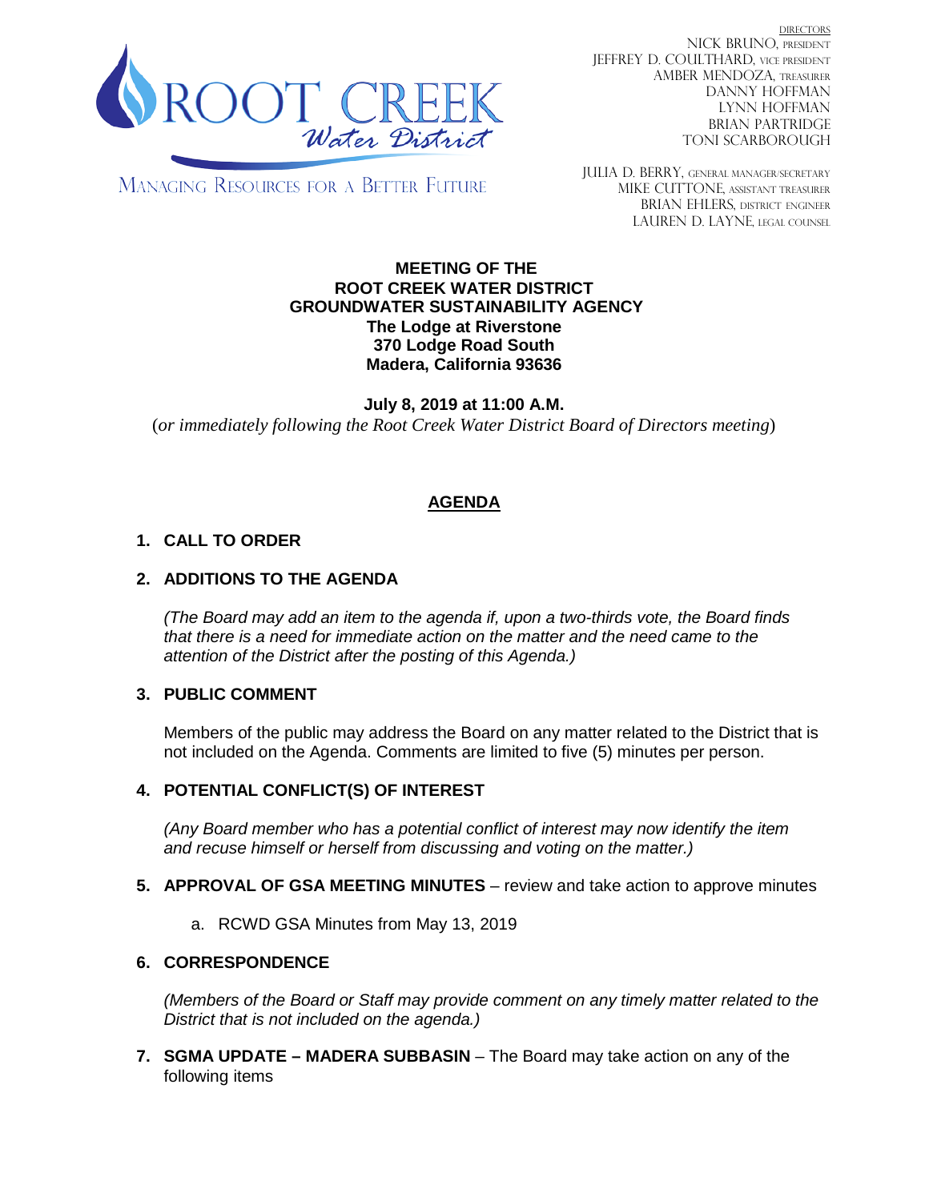ROOT CREEK *Water District*

MANAGING RESOURCES FOR A BETTER FUTURE

DIRECTORS
NICK BRUNO, PRESIDENT
JEFFREY D. COULTHARD, VICE PRESIDENT
AMBER MENDOZA, TREASURER
DANNY HOFFMAN
LYNN HOFFMAN
BRIAN PARTRIDGE
TONI SCARBOROUGH

JULIA D. BERRY, GENERAL MANAGER/SECRETARY
MIKE CUTTONE, ASSISTANT TREASURER
BRIAN EHLERS, DISTRICT ENGINEER
LAUREN D. LAYNE, LEGAL COUNSEL

**MEETING OF THE**
**ROOT CREEK WATER DISTRICT**
**GROUNDWATER SUSTAINABILITY AGENCY**
**The Lodge at Riverstone**
**370 Lodge Road South**
**Madera, California 93636**

**July 8, 2019 at 11:00 A.M.**
(*or immediately following the Root Creek Water District Board of Directors meeting*)

## AGENDA

1. **CALL TO ORDER**

2. **ADDITIONS TO THE AGENDA**

   *(The Board may add an item to the agenda if, upon a two-thirds vote, the Board finds that there is a need for immediate action on the matter and the need came to the attention of the District after the posting of this Agenda.)*

3. **PUBLIC COMMENT**

   Members of the public may address the Board on any matter related to the District that is not included on the Agenda. Comments are limited to five (5) minutes per person.

4. **POTENTIAL CONFLICT(S) OF INTEREST**

   *(Any Board member who has a potential conflict of interest may now identify the item and recuse himself or herself from discussing and voting on the matter.)*

5. **APPROVAL OF GSA MEETING MINUTES** – review and take action to approve minutes

   a. RCWD GSA Minutes from May 13, 2019

6. **CORRESPONDENCE**

   *(Members of the Board or Staff may provide comment on any timely matter related to the District that is not included on the agenda.)*

7. **SGMA UPDATE – MADERA SUBBASIN** – The Board may take action on any of the following items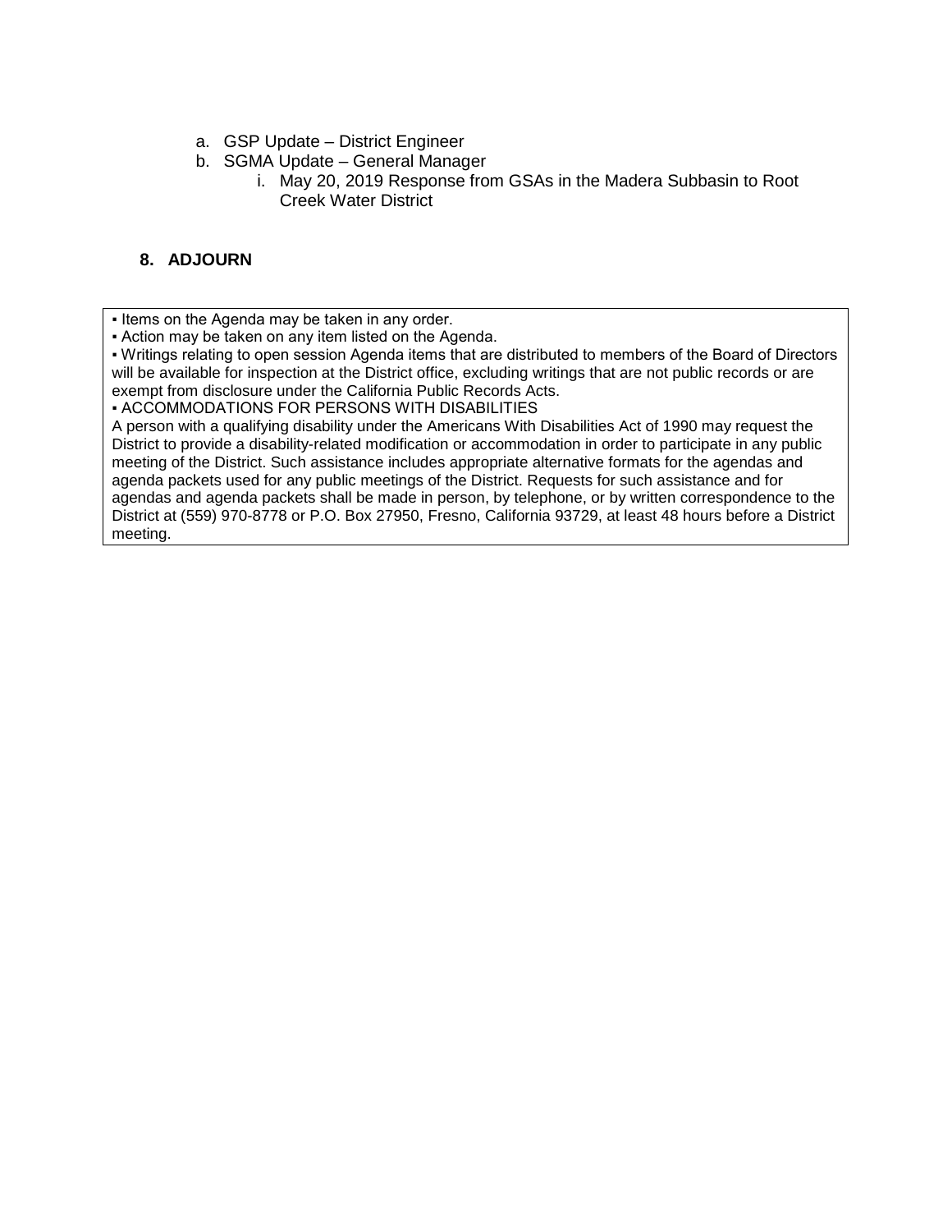a. GSP Update – District Engineer
b. SGMA Update – General Manager
    i. May 20, 2019 Response from GSAs in the Madera Subbasin to Root Creek Water District

## 8. ADJOURN

▪ Items on the Agenda may be taken in any order.
▪ Action may be taken on any item listed on the Agenda.
▪ Writings relating to open session Agenda items that are distributed to members of the Board of Directors will be available for inspection at the District office, excluding writings that are not public records or are exempt from disclosure under the California Public Records Acts.
▪ ACCOMMODATIONS FOR PERSONS WITH DISABILITIES
A person with a qualifying disability under the Americans With Disabilities Act of 1990 may request the District to provide a disability-related modification or accommodation in order to participate in any public meeting of the District. Such assistance includes appropriate alternative formats for the agendas and agenda packets used for any public meetings of the District. Requests for such assistance and for agendas and agenda packets shall be made in person, by telephone, or by written correspondence to the District at (559) 970-8778 or P.O. Box 27950, Fresno, California 93729, at least 48 hours before a District meeting.